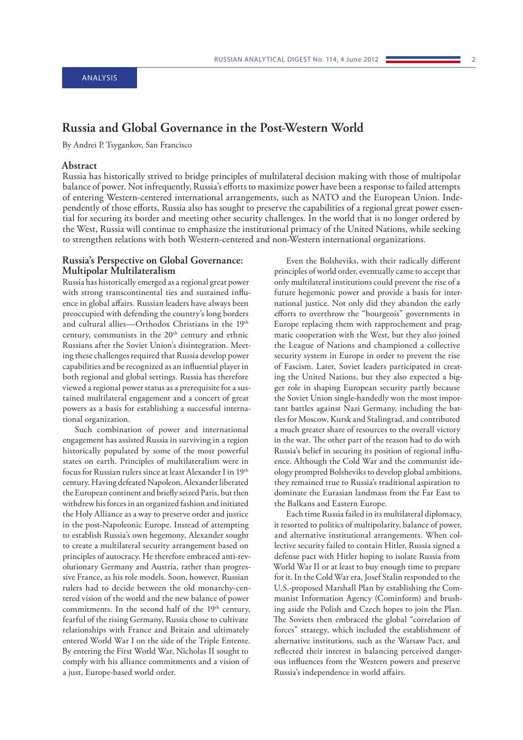ANALYSIS

# Russia and Global Governance in the Post-Western World

By Andrei P. Tsygankov, San Francisco

## Abstract

Russia has historically strived to bridge principles of multilateral decision making with those of multipolar balance of power. Not infrequently, Russia's efforts to maximize power have been a response to failed attempts of entering Western-centered international arrangements, such as NATO and the European Union. Independently of those efforts, Russia also has sought to preserve the capabilities of a regional great power essential for securing its border and meeting other security challenges. In the world that is no longer ordered by the West, Russia will continue to emphasize the institutional primacy of the United Nations, while seeking to strengthen relations with both Western-centered and non-Western international organizations.

## Russia's Perspective on Global Governance: Multipolar Multilateralism

Russia has historically emerged as a regional great power with strong transcontinental ties and sustained influence in global affairs. Russian leaders have always been preoccupied with defending the country's long borders and cultural allies—Orthodox Christians in the 19th century, communists in the 20th century and ethnic Russians after the Soviet Union's disintegration. Meeting these challenges required that Russia develop power capabilities and be recognized as an influential player in both regional and global settings. Russia has therefore viewed a regional power status as a prerequisite for a sustained multilateral engagement and a concert of great powers as a basis for establishing a successful international organization.

Such combination of power and international engagement has assisted Russia in surviving in a region historically populated by some of the most powerful states on earth. Principles of multilateralism were in focus for Russian rulers since at least Alexander I in 19th century. Having defeated Napoleon, Alexander liberated the European continent and briefly seized Paris, but then withdrew his forces in an organized fashion and initiated the Holy Alliance as a way to preserve order and justice in the post-Napoleonic Europe. Instead of attempting to establish Russia's own hegemony, Alexander sought to create a multilateral security arrangement based on principles of autocracy. He therefore embraced anti-revolutionary Germany and Austria, rather than progressive France, as his role models. Soon, however, Russian rulers had to decide between the old monarchy-centered vision of the world and the new balance of power commitments. In the second half of the 19th century, fearful of the rising Germany, Russia chose to cultivate relationships with France and Britain and ultimately entered World War I on the side of the Triple Entente. By entering the First World War, Nicholas II sought to comply with his alliance commitments and a vision of a just, Europe-based world order.

Even the Bolsheviks, with their radically different principles of world order, eventually came to accept that only multilateral institutions could prevent the rise of a future hegemonic power and provide a basis for international justice. Not only did they abandon the early efforts to overthrow the "bourgeois" governments in Europe replacing them with rapprochement and pragmatic cooperation with the West, but they also joined the League of Nations and championed a collective security system in Europe in order to prevent the rise of Fascism. Later, Soviet leaders participated in creating the United Nations, but they also expected a bigger role in shaping European security partly because the Soviet Union single-handedly won the most important battles against Nazi Germany, including the battles for Moscow, Kursk and Stalingrad, and contributed a much greater share of resources to the overall victory in the war. The other part of the reason had to do with Russia's belief in securing its position of regional influence. Although the Cold War and the communist ideology prompted Bolsheviks to develop global ambitions, they remained true to Russia's traditional aspiration to dominate the Eurasian landmass from the Far East to the Balkans and Eastern Europe.

Each time Russia failed in its multilateral diplomacy, it resorted to politics of multipolarity, balance of power, and alternative institutional arrangements. When collective security failed to contain Hitler, Russia signed a defense pact with Hitler hoping to isolate Russia from World War II or at least to buy enough time to prepare for it. In the Cold War era, Josef Stalin responded to the U.S.-proposed Marshall Plan by establishing the Communist Information Agency (Cominform) and brushing aside the Polish and Czech hopes to join the Plan. The Soviets then embraced the global "correlation of forces" strategy, which included the establishment of alternative institutions, such as the Warsaw Pact, and reflected their interest in balancing perceived dangerous influences from the Western powers and preserve Russia's independence in world affairs.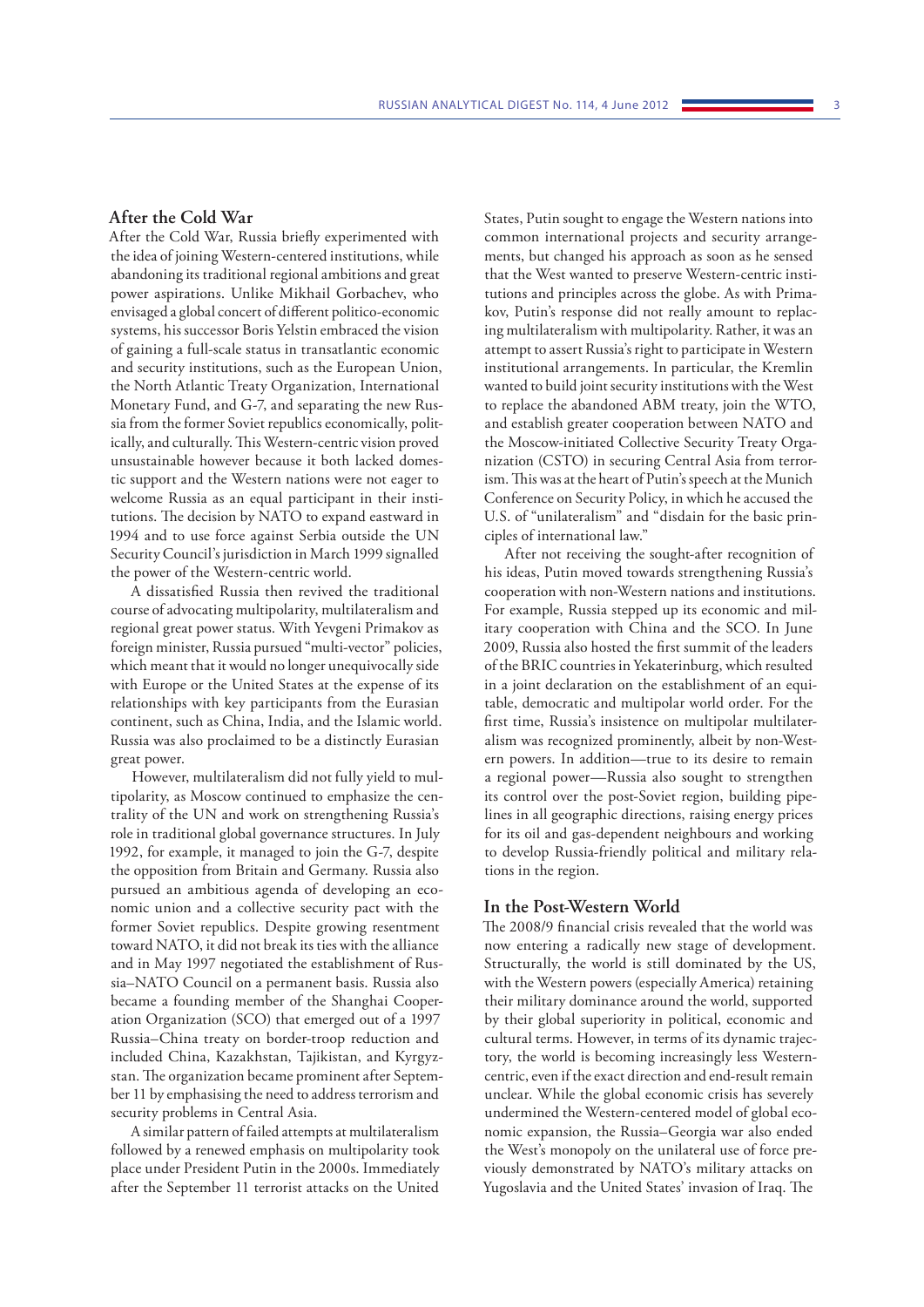## After the Cold War

After the Cold War, Russia briefly experimented with the idea of joining Western-centered institutions, while abandoning its traditional regional ambitions and great power aspirations. Unlike Mikhail Gorbachev, who envisaged a global concert of different politico-economic systems, his successor Boris Yelstin embraced the vision of gaining a full-scale status in transatlantic economic and security institutions, such as the European Union, the North Atlantic Treaty Organization, International Monetary Fund, and G-7, and separating the new Russia from the former Soviet republics economically, politically, and culturally. This Western-centric vision proved unsustainable however because it both lacked domestic support and the Western nations were not eager to welcome Russia as an equal participant in their institutions. The decision by NATO to expand eastward in 1994 and to use force against Serbia outside the UN Security Council's jurisdiction in March 1999 signalled the power of the Western-centric world.

A dissatisfied Russia then revived the traditional course of advocating multipolarity, multilateralism and regional great power status. With Yevgeni Primakov as foreign minister, Russia pursued "multi-vector" policies, which meant that it would no longer unequivocally side with Europe or the United States at the expense of its relationships with key participants from the Eurasian continent, such as China, India, and the Islamic world. Russia was also proclaimed to be a distinctly Eurasian great power.

However, multilateralism did not fully yield to multipolarity, as Moscow continued to emphasize the centrality of the UN and work on strengthening Russia's role in traditional global governance structures. In July 1992, for example, it managed to join the G-7, despite the opposition from Britain and Germany. Russia also pursued an ambitious agenda of developing an economic union and a collective security pact with the former Soviet republics. Despite growing resentment toward NATO, it did not break its ties with the alliance and in May 1997 negotiated the establishment of Russia–NATO Council on a permanent basis. Russia also became a founding member of the Shanghai Cooperation Organization (SCO) that emerged out of a 1997 Russia–China treaty on border-troop reduction and included China, Kazakhstan, Tajikistan, and Kyrgyzstan. The organization became prominent after September 11 by emphasising the need to address terrorism and security problems in Central Asia.

A similar pattern of failed attempts at multilateralism followed by a renewed emphasis on multipolarity took place under President Putin in the 2000s. Immediately after the September 11 terrorist attacks on the United States, Putin sought to engage the Western nations into common international projects and security arrangements, but changed his approach as soon as he sensed that the West wanted to preserve Western-centric institutions and principles across the globe. As with Primakov, Putin's response did not really amount to replacing multilateralism with multipolarity. Rather, it was an attempt to assert Russia's right to participate in Western institutional arrangements. In particular, the Kremlin wanted to build joint security institutions with the West to replace the abandoned ABM treaty, join the WTO, and establish greater cooperation between NATO and the Moscow-initiated Collective Security Treaty Organization (CSTO) in securing Central Asia from terrorism. This was at the heart of Putin's speech at the Munich Conference on Security Policy, in which he accused the U.S. of "unilateralism" and "disdain for the basic principles of international law."

After not receiving the sought-after recognition of his ideas, Putin moved towards strengthening Russia's cooperation with non-Western nations and institutions. For example, Russia stepped up its economic and military cooperation with China and the SCO. In June 2009, Russia also hosted the first summit of the leaders of the BRIC countries in Yekaterinburg, which resulted in a joint declaration on the establishment of an equitable, democratic and multipolar world order. For the first time, Russia's insistence on multipolar multilateralism was recognized prominently, albeit by non-Western powers. In addition—true to its desire to remain a regional power—Russia also sought to strengthen its control over the post-Soviet region, building pipelines in all geographic directions, raising energy prices for its oil and gas-dependent neighbours and working to develop Russia-friendly political and military relations in the region.

## In the Post-Western World

The 2008/9 financial crisis revealed that the world was now entering a radically new stage of development. Structurally, the world is still dominated by the US, with the Western powers (especially America) retaining their military dominance around the world, supported by their global superiority in political, economic and cultural terms. However, in terms of its dynamic trajectory, the world is becoming increasingly less Western-centric, even if the exact direction and end-result remain unclear. While the global economic crisis has severely undermined the Western-centered model of global economic expansion, the Russia–Georgia war also ended the West's monopoly on the unilateral use of force previously demonstrated by NATO's military attacks on Yugoslavia and the United States' invasion of Iraq. The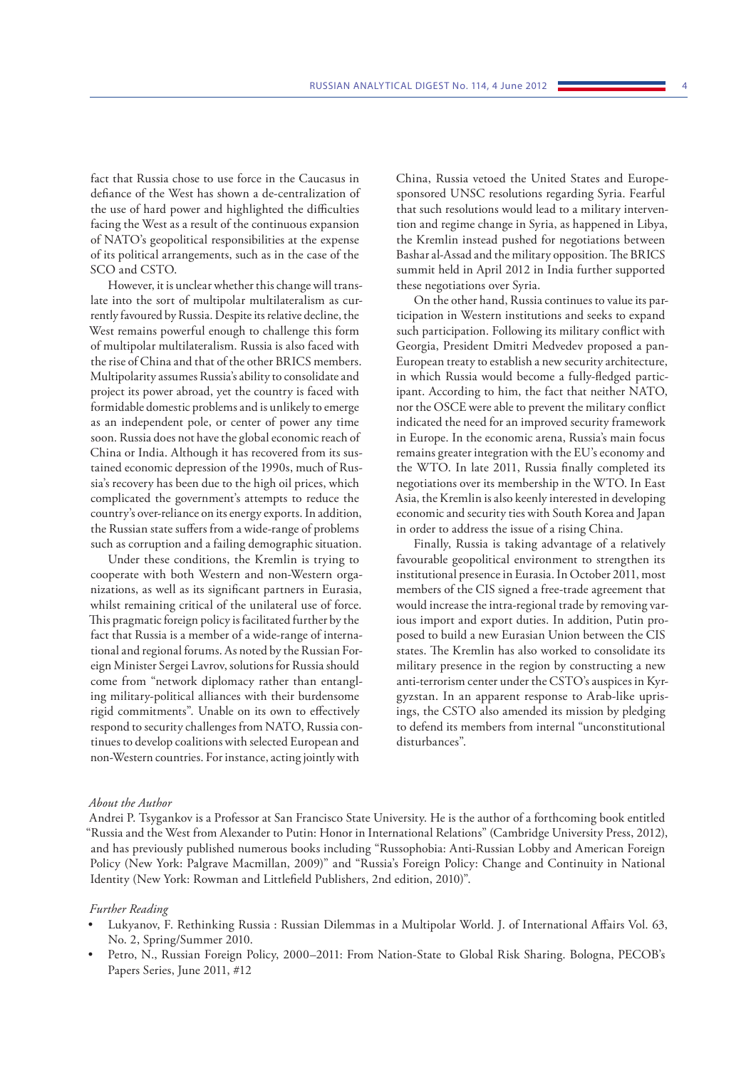fact that Russia chose to use force in the Caucasus in defiance of the West has shown a de-centralization of the use of hard power and highlighted the difficulties facing the West as a result of the continuous expansion of NATO's geopolitical responsibilities at the expense of its political arrangements, such as in the case of the SCO and CSTO.

However, it is unclear whether this change will translate into the sort of multipolar multilateralism as currently favoured by Russia. Despite its relative decline, the West remains powerful enough to challenge this form of multipolar multilateralism. Russia is also faced with the rise of China and that of the other BRICS members. Multipolarity assumes Russia's ability to consolidate and project its power abroad, yet the country is faced with formidable domestic problems and is unlikely to emerge as an independent pole, or center of power any time soon. Russia does not have the global economic reach of China or India. Although it has recovered from its sustained economic depression of the 1990s, much of Russia's recovery has been due to the high oil prices, which complicated the government's attempts to reduce the country's over-reliance on its energy exports. In addition, the Russian state suffers from a wide-range of problems such as corruption and a failing demographic situation.

Under these conditions, the Kremlin is trying to cooperate with both Western and non-Western organizations, as well as its significant partners in Eurasia, whilst remaining critical of the unilateral use of force. This pragmatic foreign policy is facilitated further by the fact that Russia is a member of a wide-range of international and regional forums. As noted by the Russian Foreign Minister Sergei Lavrov, solutions for Russia should come from "network diplomacy rather than entangling military-political alliances with their burdensome rigid commitments". Unable on its own to effectively respond to security challenges from NATO, Russia continues to develop coalitions with selected European and non-Western countries. For instance, acting jointly with China, Russia vetoed the United States and Europe-sponsored UNSC resolutions regarding Syria. Fearful that such resolutions would lead to a military intervention and regime change in Syria, as happened in Libya, the Kremlin instead pushed for negotiations between Bashar al-Assad and the military opposition. The BRICS summit held in April 2012 in India further supported these negotiations over Syria.

On the other hand, Russia continues to value its participation in Western institutions and seeks to expand such participation. Following its military conflict with Georgia, President Dmitri Medvedev proposed a pan-European treaty to establish a new security architecture, in which Russia would become a fully-fledged participant. According to him, the fact that neither NATO, nor the OSCE were able to prevent the military conflict indicated the need for an improved security framework in Europe. In the economic arena, Russia's main focus remains greater integration with the EU's economy and the WTO. In late 2011, Russia finally completed its negotiations over its membership in the WTO. In East Asia, the Kremlin is also keenly interested in developing economic and security ties with South Korea and Japan in order to address the issue of a rising China.

Finally, Russia is taking advantage of a relatively favourable geopolitical environment to strengthen its institutional presence in Eurasia. In October 2011, most members of the CIS signed a free-trade agreement that would increase the intra-regional trade by removing various import and export duties. In addition, Putin proposed to build a new Eurasian Union between the CIS states. The Kremlin has also worked to consolidate its military presence in the region by constructing a new anti-terrorism center under the CSTO's auspices in Kyrgyzstan. In an apparent response to Arab-like uprisings, the CSTO also amended its mission by pledging to defend its members from internal "unconstitutional disturbances".

*About the Author*

Andrei P. Tsygankov is a Professor at San Francisco State University. He is the author of a forthcoming book entitled "Russia and the West from Alexander to Putin: Honor in International Relations" (Cambridge University Press, 2012), and has previously published numerous books including "Russophobia: Anti-Russian Lobby and American Foreign Policy (New York: Palgrave Macmillan, 2009)" and "Russia's Foreign Policy: Change and Continuity in National Identity (New York: Rowman and Littlefield Publishers, 2nd edition, 2010)".

*Further Reading*

- Lukyanov, F. Rethinking Russia : Russian Dilemmas in a Multipolar World. J. of International Affairs Vol. 63, No. 2, Spring/Summer 2010.
- Petro, N., Russian Foreign Policy, 2000–2011: From Nation-State to Global Risk Sharing. Bologna, PECOB's Papers Series, June 2011, #12